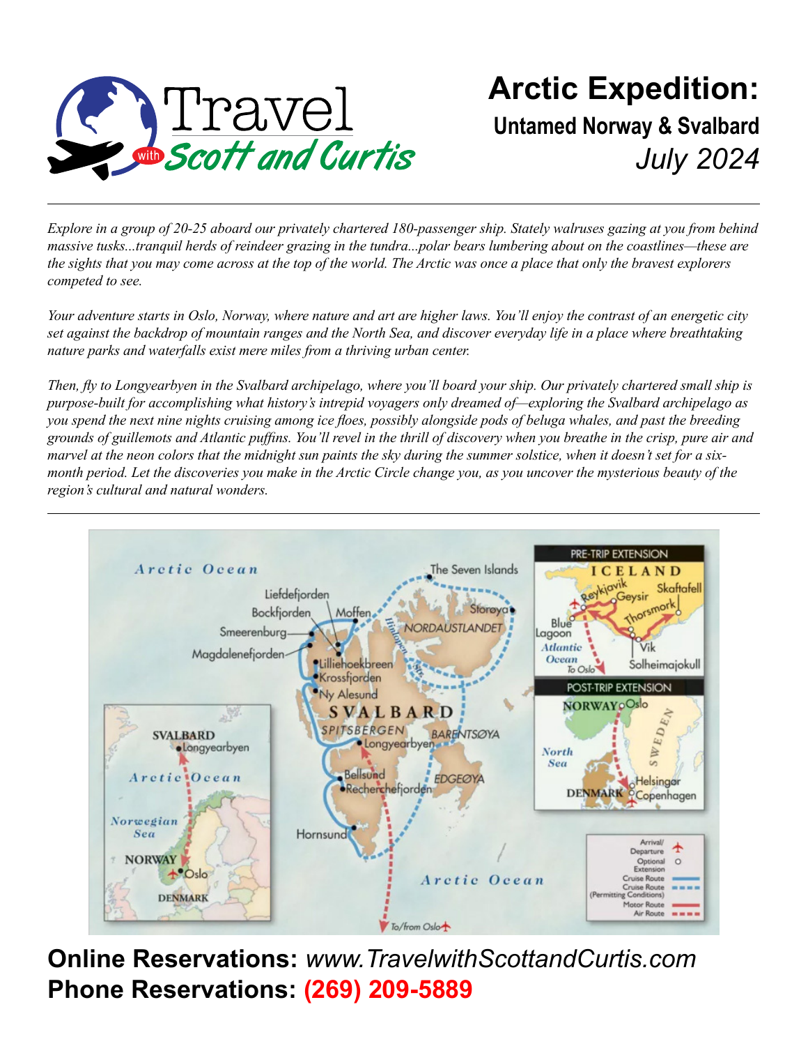Travel with Scott and Curtis

# Arctic Expedition:

## Untamed Norway & Svalbard

*July 2024*

---

*Explore in a group of 20-25 aboard our privately chartered 180-passenger ship. Stately walruses gazing at you from behind massive tusks...tranquil herds of reindeer grazing in the tundra...polar bears lumbering about on the coastlines—these are the sights that you may come across at the top of the world. The Arctic was once a place that only the bravest explorers competed to see.*

*Your adventure starts in Oslo, Norway, where nature and art are higher laws. You'll enjoy the contrast of an energetic city set against the backdrop of mountain ranges and the North Sea, and discover everyday life in a place where breathtaking nature parks and waterfalls exist mere miles from a thriving urban center.*

*Then, fly to Longyearbyen in the Svalbard archipelago, where you'll board your ship. Our privately chartered small ship is purpose-built for accomplishing what history's intrepid voyagers only dreamed of—exploring the Svalbard archipelago as you spend the next nine nights cruising among ice floes, possibly alongside pods of beluga whales, and past the breeding grounds of guillemots and Atlantic puffins. You'll revel in the thrill of discovery when you breathe in the crisp, pure air and marvel at the neon colors that the midnight sun paints the sky during the summer solstice, when it doesn't set for a six-month period. Let the discoveries you make in the Arctic Circle change you, as you uncover the mysterious beauty of the region's cultural and natural wonders.*

---

**Online Reservations:** *www.TravelwithScottandCurtis.com*
**Phone Reservations:** (269) 209-5889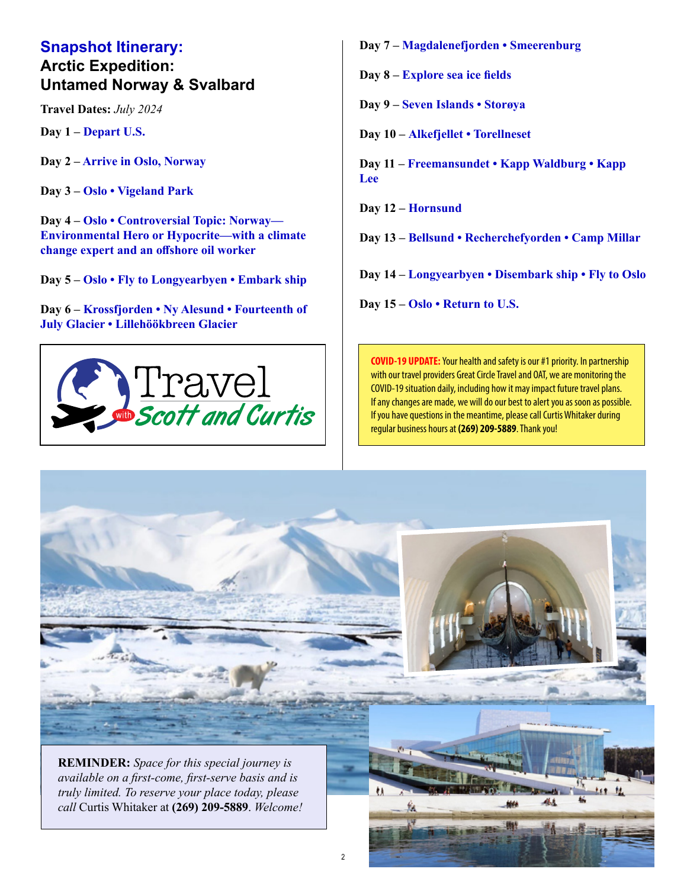## Snapshot Itinerary:
## Arctic Expedition: Untamed Norway & Svalbard

**Travel Dates:** *July 2024*

**Day 1 –** Depart U.S.

**Day 2 –** Arrive in Oslo, Norway

**Day 3 –** Oslo • Vigeland Park

**Day 4 –** Oslo • Controversial Topic: Norway—Environmental Hero or Hypocrite—with a climate change expert and an offshore oil worker

**Day 5 –** Oslo • Fly to Longyearbyen • Embark ship

**Day 6 –** Krossfjorden • Ny Alesund • Fourteenth of July Glacier • Lillehöökbreen Glacier

**Day 7 –** Magdalenefjorden • Smeerenburg

**Day 8 –** Explore sea ice fields

**Day 9 –** Seven Islands • Storøya

**Day 10 –** Alkefjellet • Torellneset

**Day 11 –** Freemansundet • Kapp Waldburg • Kapp Lee

**Day 12 –** Hornsund

**Day 13 –** Bellsund • Recherchefyorden • Camp Millar

**Day 14 –** Longyearbyen • Disembark ship • Fly to Oslo

**Day 15 –** Oslo • Return to U.S.

Travel *with* Scott and Curtis

**COVID-19 UPDATE:** Your health and safety is our #1 priority. In partnership with our travel providers Great Circle Travel and OAT, we are monitoring the COVID-19 situation daily, including how it may impact future travel plans. If any changes are made, we will do our best to alert you as soon as possible. If you have questions in the meantime, please call Curtis Whitaker during regular business hours at **(269) 209-5889**. Thank you!

**REMINDER:** *Space for this special journey is available on a first-come, first-serve basis and is truly limited. To reserve your place today, please call* Curtis Whitaker at **(269) 209-5889**. *Welcome!*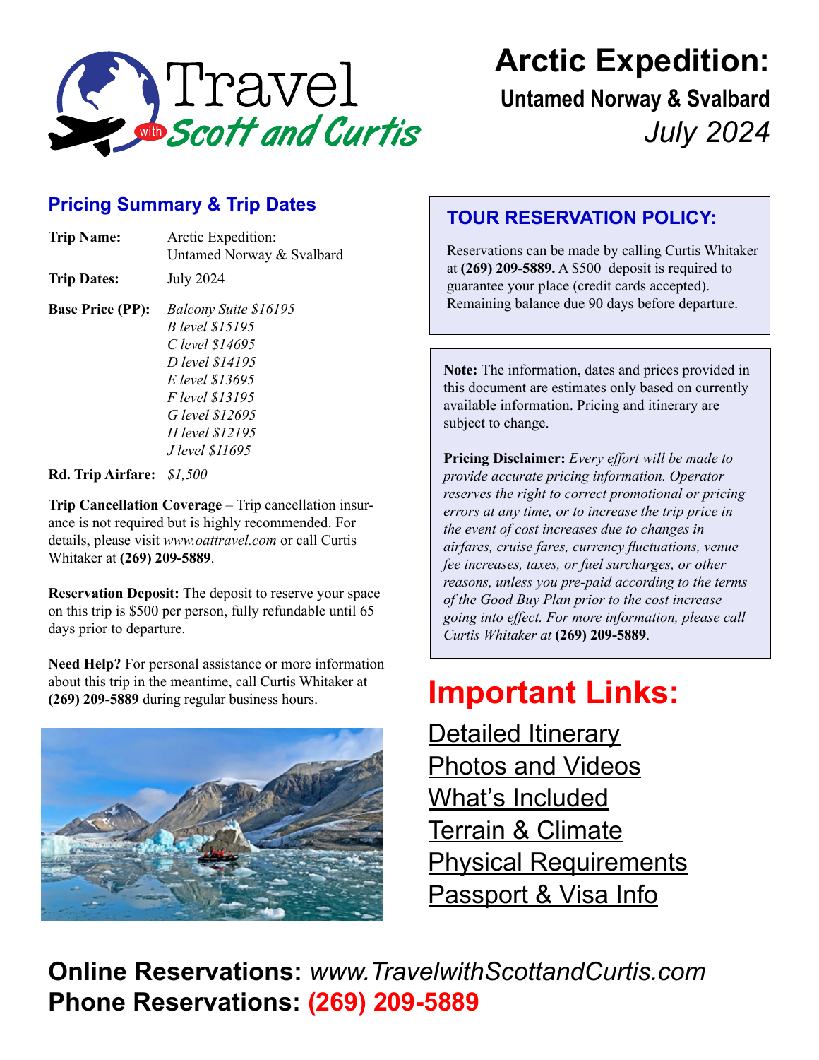# Arctic Expedition:
## Untamed Norway & Svalbard
*July 2024*

### Pricing Summary & Trip Dates

| | |
|---|---|
| **Trip Name:** | Arctic Expedition: Untamed Norway & Svalbard |
| **Trip Dates:** | July 2024 |
| **Base Price (PP):** | *Balcony Suite $16195*<br>*B level $15195*<br>*C level $14695*<br>*D level $14195*<br>*E level $13695*<br>*F level $13195*<br>*G level $12695*<br>*H level $12195*<br>*J level $11695* |
| **Rd. Trip Airfare:** | *$1,500* |

**Trip Cancellation Coverage** – Trip cancellation insurance is not required but is highly recommended. For details, please visit *www.oattravel.com* or call Curtis Whitaker at **(269) 209-5889**.

**Reservation Deposit:** The deposit to reserve your space on this trip is $500 per person, fully refundable until 65 days prior to departure.

**Need Help?** For personal assistance or more information about this trip in the meantime, call Curtis Whitaker at **(269) 209-5889** during regular business hours.

### TOUR RESERVATION POLICY:

Reservations can be made by calling Curtis Whitaker at **(269) 209-5889.** A $500 deposit is required to guarantee your place (credit cards accepted). Remaining balance due 90 days before departure.

**Note:** The information, dates and prices provided in this document are estimates only based on currently available information. Pricing and itinerary are subject to change.

**Pricing Disclaimer:** *Every effort will be made to provide accurate pricing information. Operator reserves the right to correct promotional or pricing errors at any time, or to increase the trip price in the event of cost increases due to changes in airfares, cruise fares, currency fluctuations, venue fee increases, taxes, or fuel surcharges, or other reasons, unless you pre-paid according to the terms of the Good Buy Plan prior to the cost increase going into effect. For more information, please call Curtis Whitaker at* **(269) 209-5889**.

## Important Links:

Detailed Itinerary
Photos and Videos
What's Included
Terrain & Climate
Physical Requirements
Passport & Visa Info

**Online Reservations:** *www.TravelwithScottandCurtis.com*
**Phone Reservations:** **(269) 209-5889**